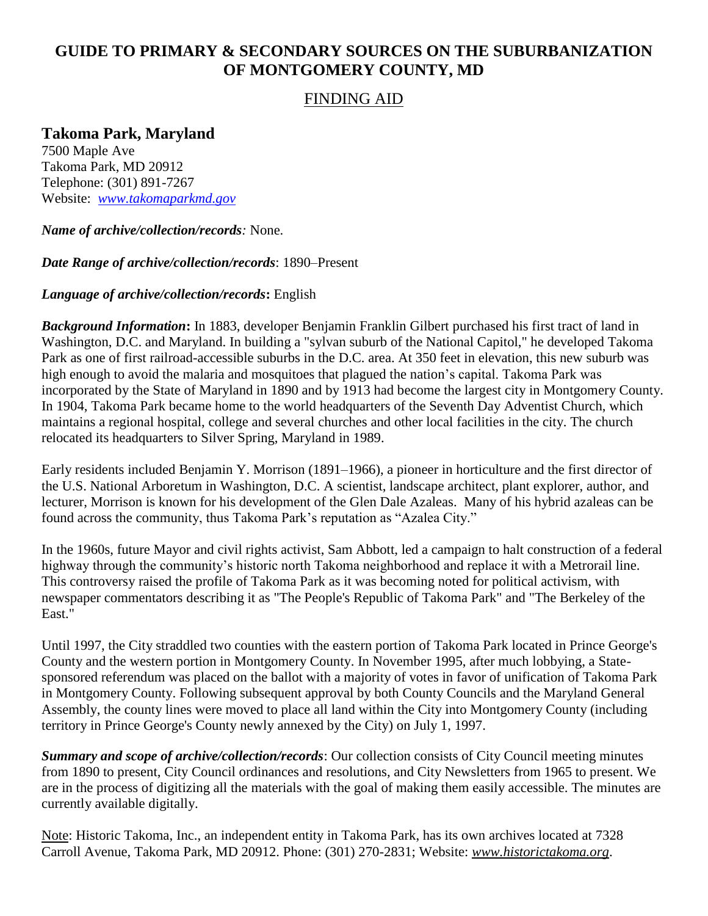# GUIDE TO PRIMARY & SECONDARY SOURCES ON THE SUBURBANIZATION OF MONTGOMERY COUNTY, MD

## FINDING AID

### Takoma Park, Maryland

7500 Maple Ave
Takoma Park, MD 20912
Telephone: (301) 891-7267
Website: *www.takomaparkmd.gov*

***Name of archive/collection/records**:* None.

***Date Range of archive/collection/records***: 1890–Present

***Language of archive/collection/records*:** English

***Background Information*:** In 1883, developer Benjamin Franklin Gilbert purchased his first tract of land in Washington, D.C. and Maryland. In building a "sylvan suburb of the National Capitol," he developed Takoma Park as one of first railroad-accessible suburbs in the D.C. area. At 350 feet in elevation, this new suburb was high enough to avoid the malaria and mosquitoes that plagued the nation's capital. Takoma Park was incorporated by the State of Maryland in 1890 and by 1913 had become the largest city in Montgomery County. In 1904, Takoma Park became home to the world headquarters of the Seventh Day Adventist Church, which maintains a regional hospital, college and several churches and other local facilities in the city. The church relocated its headquarters to Silver Spring, Maryland in 1989.

Early residents included Benjamin Y. Morrison (1891–1966), a pioneer in horticulture and the first director of the U.S. National Arboretum in Washington, D.C. A scientist, landscape architect, plant explorer, author, and lecturer, Morrison is known for his development of the Glen Dale Azaleas. Many of his hybrid azaleas can be found across the community, thus Takoma Park's reputation as "Azalea City."

In the 1960s, future Mayor and civil rights activist, Sam Abbott, led a campaign to halt construction of a federal highway through the community's historic north Takoma neighborhood and replace it with a Metrorail line. This controversy raised the profile of Takoma Park as it was becoming noted for political activism, with newspaper commentators describing it as "The People's Republic of Takoma Park" and "The Berkeley of the East."

Until 1997, the City straddled two counties with the eastern portion of Takoma Park located in Prince George's County and the western portion in Montgomery County. In November 1995, after much lobbying, a State-sponsored referendum was placed on the ballot with a majority of votes in favor of unification of Takoma Park in Montgomery County. Following subsequent approval by both County Councils and the Maryland General Assembly, the county lines were moved to place all land within the City into Montgomery County (including territory in Prince George's County newly annexed by the City) on July 1, 1997.

***Summary and scope of archive/collection/records***: Our collection consists of City Council meeting minutes from 1890 to present, City Council ordinances and resolutions, and City Newsletters from 1965 to present. We are in the process of digitizing all the materials with the goal of making them easily accessible. The minutes are currently available digitally.

Note: Historic Takoma, Inc., an independent entity in Takoma Park, has its own archives located at 7328 Carroll Avenue, Takoma Park, MD 20912. Phone: (301) 270-2831; Website: *www.historictakoma.org*.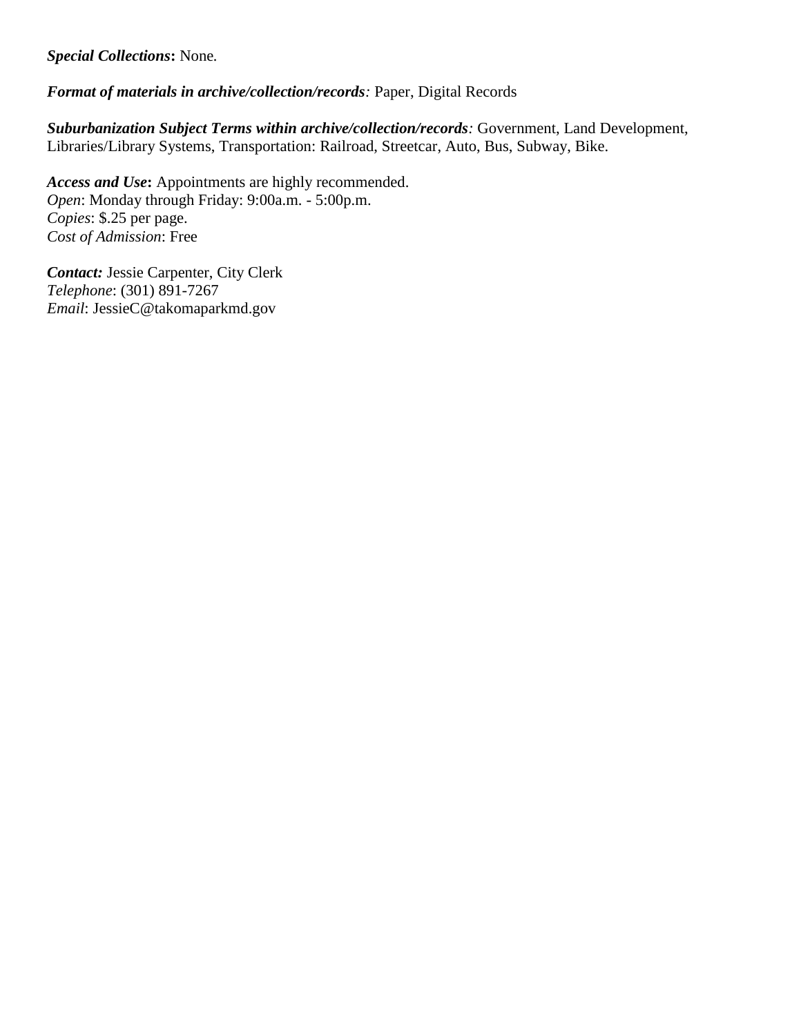***Special Collections*:** None.

***Format of materials in archive/collection/records**:* Paper, Digital Records

***Suburbanization Subject Terms within archive/collection/records**:* Government, Land Development, Libraries/Library Systems, Transportation: Railroad, Streetcar, Auto, Bus, Subway, Bike.

***Access and Use*:** Appointments are highly recommended.
*Open*: Monday through Friday: 9:00a.m. - 5:00p.m.
*Copies*: $.25 per page.
*Cost of Admission*: Free

***Contact:*** Jessie Carpenter, City Clerk
*Telephone*: (301) 891-7267
*Email*: JessieC@takomaparkmd.gov